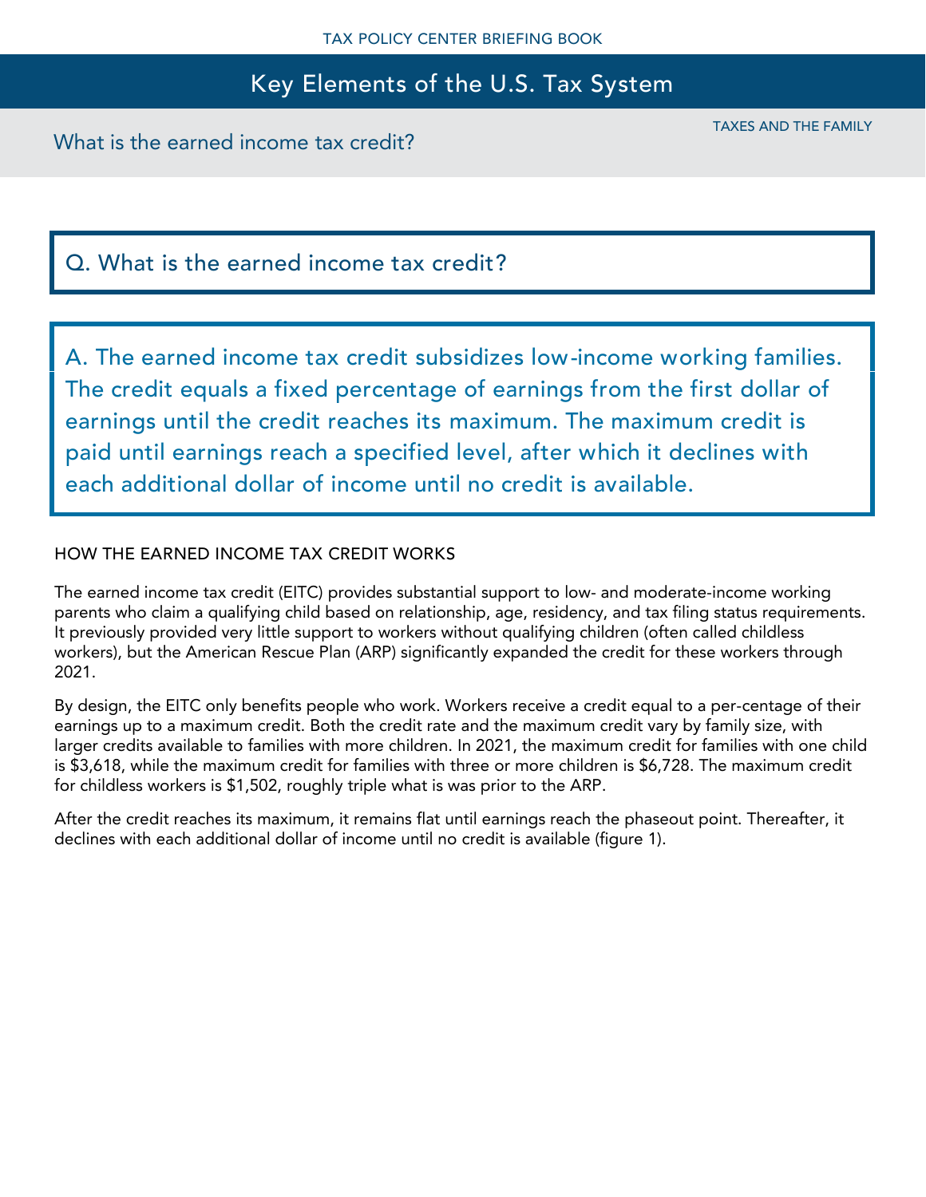# Key Elements of the U.S. Tax System

TAXES AND THE FAMILY

## What is the earned income tax credit?

### Q. What is the earned income tax credit?

**A. The earned income tax credit subsidizes low-income working families. The credit equals a fixed percentage of earnings from the first dollar of earnings until the credit reaches its maximum. The maximum credit is paid until earnings reach a specified level, after which it declines with each additional dollar of income until no credit is available.**

### HOW THE EARNED INCOME TAX CREDIT WORKS

The earned income tax credit (EITC) provides substantial support to low- and moderate-income working parents who claim a qualifying child based on relationship, age, residency, and tax filing status requirements. It previously provided very little support to workers without qualifying children (often called childless workers), but the American Rescue Plan (ARP) significantly expanded the credit for these workers through 2021.

By design, the EITC only benefits people who work. Workers receive a credit equal to a per-centage of their earnings up to a maximum credit. Both the credit rate and the maximum credit vary by family size, with larger credits available to families with more children. In 2021, the maximum credit for families with one child is $3,618, while the maximum credit for families with three or more children is $6,728. The maximum credit for childless workers is $1,502, roughly triple what is was prior to the ARP.

After the credit reaches its maximum, it remains flat until earnings reach the phaseout point. Thereafter, it declines with each additional dollar of income until no credit is available (figure 1).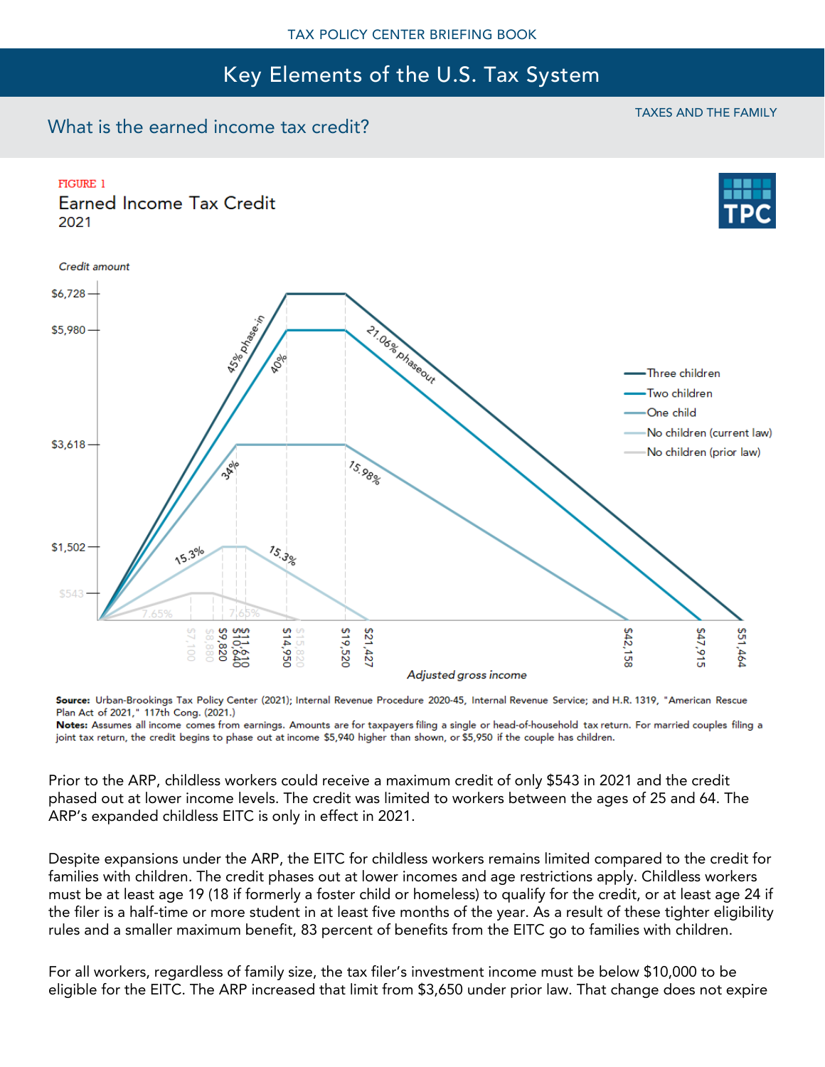TAXES AND THE FAMILY

## What is the earned income tax credit?

FIGURE 1

**Earned Income Tax Credit**

2021

**Source:** Urban-Brookings Tax Policy Center (2021); Internal Revenue Procedure 2020-45, Internal Revenue Service; and H.R. 1319, "American Rescue Plan Act of 2021," 117th Cong. (2021.)

**Notes:** Assumes all income comes from earnings. Amounts are for taxpayers filing a single or head-of-household tax return. For married couples filing a joint tax return, the credit begins to phase out at income $5,940 higher than shown, or $5,950 if the couple has children.

Prior to the ARP, childless workers could receive a maximum credit of only $543 in 2021 and the credit phased out at lower income levels. The credit was limited to workers between the ages of 25 and 64. The ARP's expanded childless EITC is only in effect in 2021.

Despite expansions under the ARP, the EITC for childless workers remains limited compared to the credit for families with children. The credit phases out at lower incomes and age restrictions apply. Childless workers must be at least age 19 (18 if formerly a foster child or homeless) to qualify for the credit, or at least age 24 if the filer is a half-time or more student in at least five months of the year. As a result of these tighter eligibility rules and a smaller maximum benefit, 83 percent of benefits from the EITC go to families with children.

For all workers, regardless of family size, the tax filer's investment income must be below $10,000 to be eligible for the EITC. The ARP increased that limit from $3,650 under prior law. That change does not expire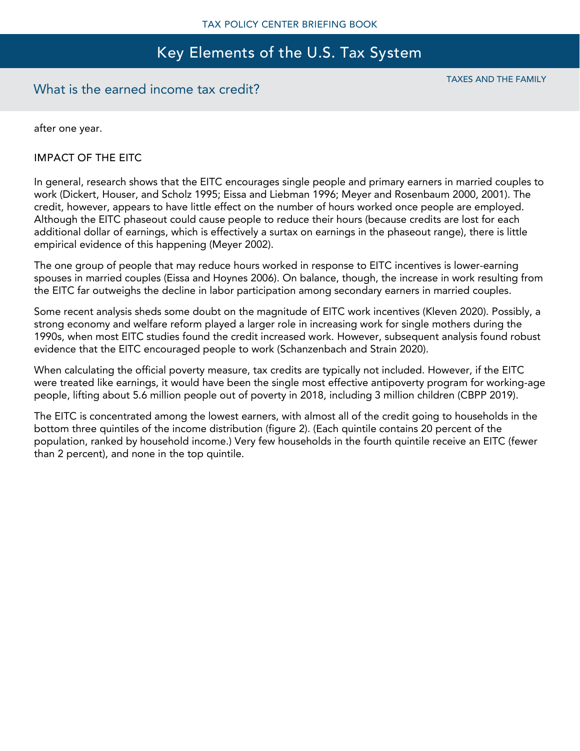after one year.

## IMPACT OF THE EITC

In general, research shows that the EITC encourages single people and primary earners in married couples to work (Dickert, Houser, and Scholz 1995; Eissa and Liebman 1996; Meyer and Rosenbaum 2000, 2001). The credit, however, appears to have little effect on the number of hours worked once people are employed. Although the EITC phaseout could cause people to reduce their hours (because credits are lost for each additional dollar of earnings, which is effectively a surtax on earnings in the phaseout range), there is little empirical evidence of this happening (Meyer 2002).

The one group of people that may reduce hours worked in response to EITC incentives is lower-earning spouses in married couples (Eissa and Hoynes 2006). On balance, though, the increase in work resulting from the EITC far outweighs the decline in labor participation among secondary earners in married couples.

Some recent analysis sheds some doubt on the magnitude of EITC work incentives (Kleven 2020). Possibly, a strong economy and welfare reform played a larger role in increasing work for single mothers during the 1990s, when most EITC studies found the credit increased work. However, subsequent analysis found robust evidence that the EITC encouraged people to work (Schanzenbach and Strain 2020).

When calculating the official poverty measure, tax credits are typically not included. However, if the EITC were treated like earnings, it would have been the single most effective antipoverty program for working-age people, lifting about 5.6 million people out of poverty in 2018, including 3 million children (CBPP 2019).

The EITC is concentrated among the lowest earners, with almost all of the credit going to households in the bottom three quintiles of the income distribution (figure 2). (Each quintile contains 20 percent of the population, ranked by household income.) Very few households in the fourth quintile receive an EITC (fewer than 2 percent), and none in the top quintile.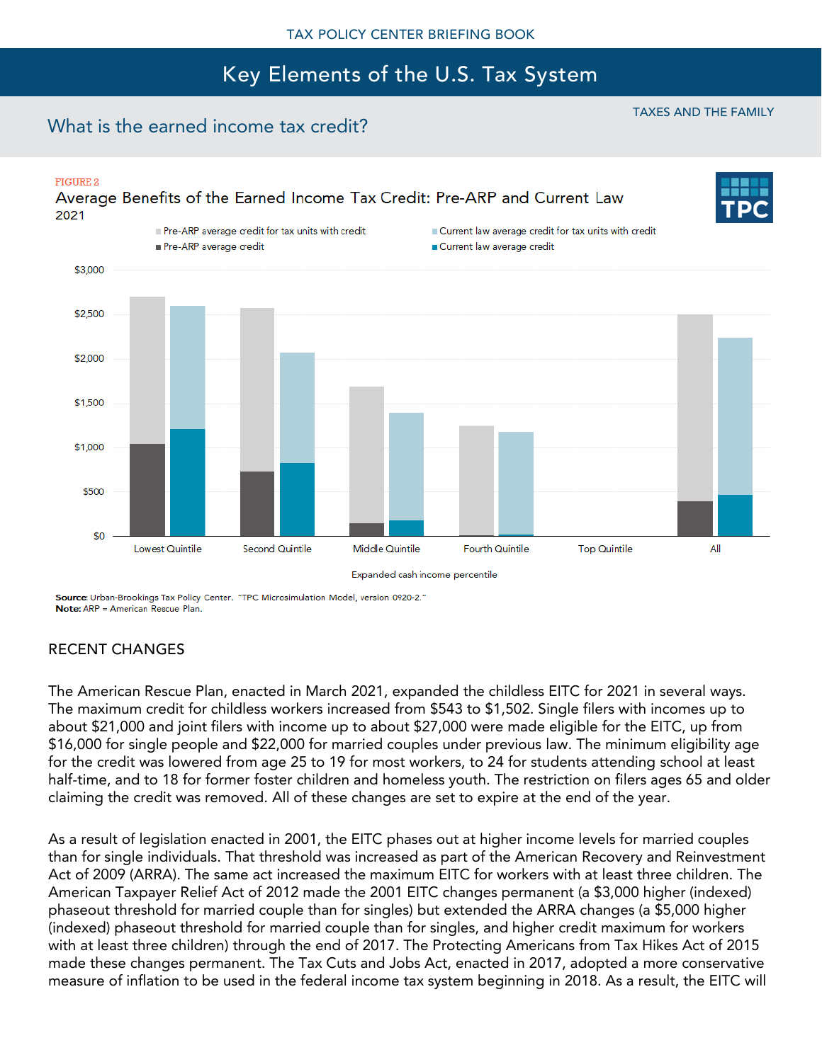# What is the earned income tax credit?

FIGURE 2

Average Benefits of the Earned Income Tax Credit: Pre-ARP and Current Law

2021

Source: Urban-Brookings Tax Policy Center. "TPC Microsimulation Model, version 0920-2."
**Note:** ARP = American Rescue Plan.

## RECENT CHANGES

The American Rescue Plan, enacted in March 2021, expanded the childless EITC for 2021 in several ways. The maximum credit for childless workers increased from $543 to $1,502. Single filers with incomes up to about $21,000 and joint filers with income up to about $27,000 were made eligible for the EITC, up from $16,000 for single people and $22,000 for married couples under previous law. The minimum eligibility age for the credit was lowered from age 25 to 19 for most workers, to 24 for students attending school at least half-time, and to 18 for former foster children and homeless youth. The restriction on filers ages 65 and older claiming the credit was removed. All of these changes are set to expire at the end of the year.

As a result of legislation enacted in 2001, the EITC phases out at higher income levels for married couples than for single individuals. That threshold was increased as part of the American Recovery and Reinvestment Act of 2009 (ARRA). The same act increased the maximum EITC for workers with at least three children. The American Taxpayer Relief Act of 2012 made the 2001 EITC changes permanent (a $3,000 higher (indexed) phaseout threshold for married couple than for singles) but extended the ARRA changes (a $5,000 higher (indexed) phaseout threshold for married couple than for singles, and higher credit maximum for workers with at least three children) through the end of 2017. The Protecting Americans from Tax Hikes Act of 2015 made these changes permanent. The Tax Cuts and Jobs Act, enacted in 2017, adopted a more conservative measure of inflation to be used in the federal income tax system beginning in 2018. As a result, the EITC will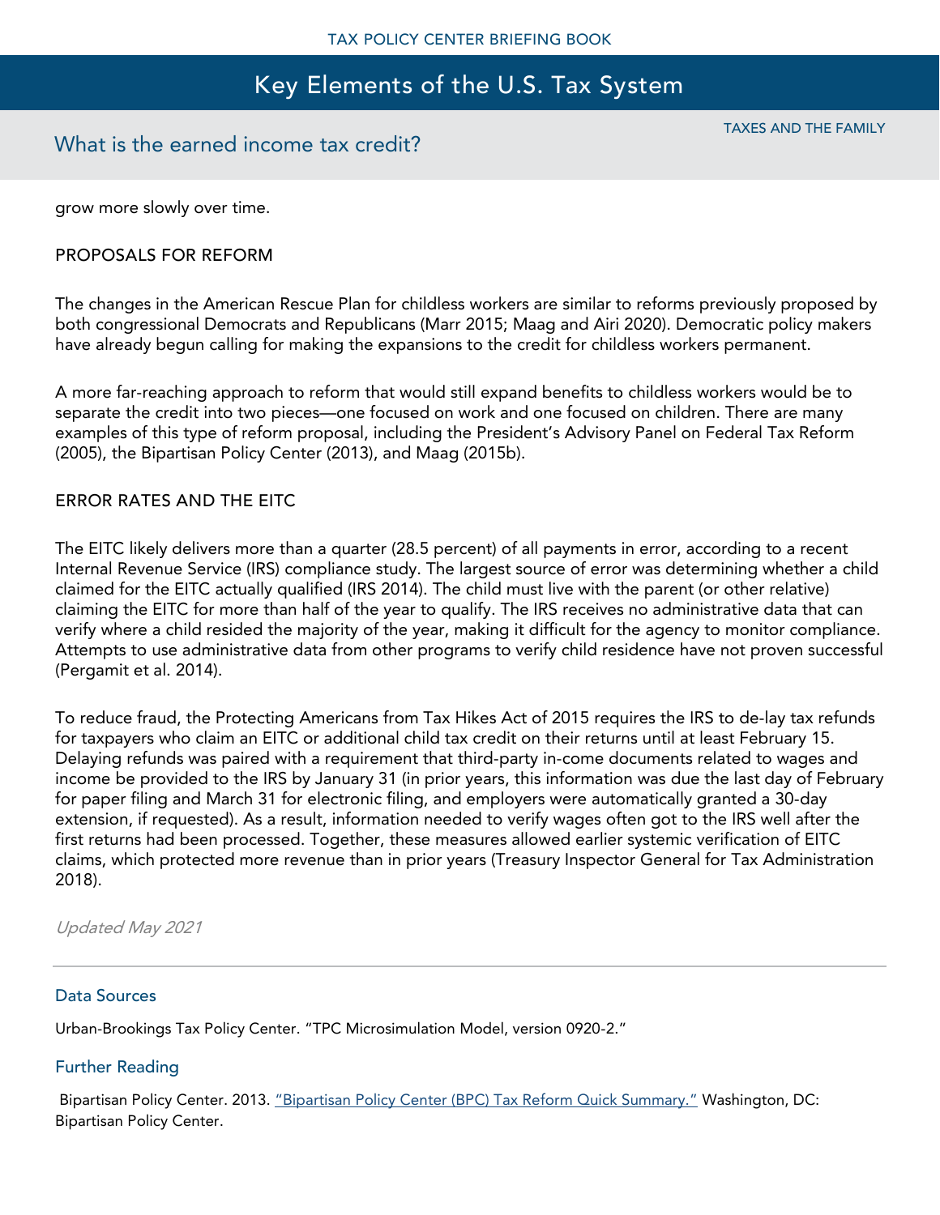grow more slowly over time.

## PROPOSALS FOR REFORM

The changes in the American Rescue Plan for childless workers are similar to reforms previously proposed by both congressional Democrats and Republicans (Marr 2015; Maag and Airi 2020). Democratic policy makers have already begun calling for making the expansions to the credit for childless workers permanent.

A more far-reaching approach to reform that would still expand benefits to childless workers would be to separate the credit into two pieces—one focused on work and one focused on children. There are many examples of this type of reform proposal, including the President's Advisory Panel on Federal Tax Reform (2005), the Bipartisan Policy Center (2013), and Maag (2015b).

## ERROR RATES AND THE EITC

The EITC likely delivers more than a quarter (28.5 percent) of all payments in error, according to a recent Internal Revenue Service (IRS) compliance study. The largest source of error was determining whether a child claimed for the EITC actually qualified (IRS 2014). The child must live with the parent (or other relative) claiming the EITC for more than half of the year to qualify. The IRS receives no administrative data that can verify where a child resided the majority of the year, making it difficult for the agency to monitor compliance. Attempts to use administrative data from other programs to verify child residence have not proven successful (Pergamit et al. 2014).

To reduce fraud, the Protecting Americans from Tax Hikes Act of 2015 requires the IRS to de-lay tax refunds for taxpayers who claim an EITC or additional child tax credit on their returns until at least February 15. Delaying refunds was paired with a requirement that third-party in-come documents related to wages and income be provided to the IRS by January 31 (in prior years, this information was due the last day of February for paper filing and March 31 for electronic filing, and employers were automatically granted a 30-day extension, if requested). As a result, information needed to verify wages often got to the IRS well after the first returns had been processed. Together, these measures allowed earlier systemic verification of EITC claims, which protected more revenue than in prior years (Treasury Inspector General for Tax Administration 2018).

*Updated May 2021*

---

### Data Sources

Urban-Brookings Tax Policy Center. "TPC Microsimulation Model, version 0920-2."

### Further Reading

Bipartisan Policy Center. 2013. "Bipartisan Policy Center (BPC) Tax Reform Quick Summary." Washington, DC: Bipartisan Policy Center.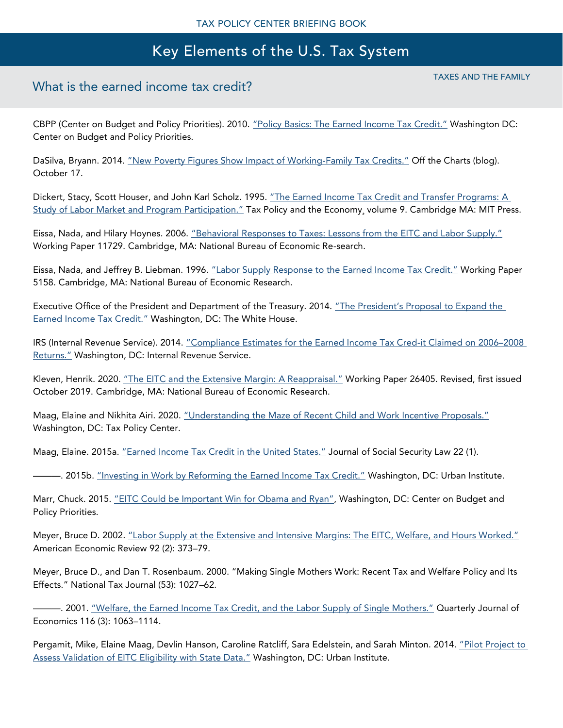CBPP (Center on Budget and Policy Priorities). 2010. "Policy Basics: The Earned Income Tax Credit." Washington DC: Center on Budget and Policy Priorities.

DaSilva, Bryann. 2014. "New Poverty Figures Show Impact of Working-Family Tax Credits." Off the Charts (blog). October 17.

Dickert, Stacy, Scott Houser, and John Karl Scholz. 1995. "The Earned Income Tax Credit and Transfer Programs: A Study of Labor Market and Program Participation." Tax Policy and the Economy, volume 9. Cambridge MA: MIT Press.

Eissa, Nada, and Hilary Hoynes. 2006. "Behavioral Responses to Taxes: Lessons from the EITC and Labor Supply." Working Paper 11729. Cambridge, MA: National Bureau of Economic Re-search.

Eissa, Nada, and Jeffrey B. Liebman. 1996. "Labor Supply Response to the Earned Income Tax Credit." Working Paper 5158. Cambridge, MA: National Bureau of Economic Research.

Executive Office of the President and Department of the Treasury. 2014. "The President's Proposal to Expand the Earned Income Tax Credit." Washington, DC: The White House.

IRS (Internal Revenue Service). 2014. "Compliance Estimates for the Earned Income Tax Cred-it Claimed on 2006–2008 Returns." Washington, DC: Internal Revenue Service.

Kleven, Henrik. 2020. "The EITC and the Extensive Margin: A Reappraisal." Working Paper 26405. Revised, first issued October 2019. Cambridge, MA: National Bureau of Economic Research.

Maag, Elaine and Nikhita Airi. 2020. "Understanding the Maze of Recent Child and Work Incentive Proposals." Washington, DC: Tax Policy Center.

Maag, Elaine. 2015a. "Earned Income Tax Credit in the United States." Journal of Social Security Law 22 (1).

———. 2015b. "Investing in Work by Reforming the Earned Income Tax Credit." Washington, DC: Urban Institute.

Marr, Chuck. 2015. "EITC Could be Important Win for Obama and Ryan", Washington, DC: Center on Budget and Policy Priorities.

Meyer, Bruce D. 2002. "Labor Supply at the Extensive and Intensive Margins: The EITC, Welfare, and Hours Worked." American Economic Review 92 (2): 373–79.

Meyer, Bruce D., and Dan T. Rosenbaum. 2000. "Making Single Mothers Work: Recent Tax and Welfare Policy and Its Effects." National Tax Journal (53): 1027–62.

———. 2001. "Welfare, the Earned Income Tax Credit, and the Labor Supply of Single Mothers." Quarterly Journal of Economics 116 (3): 1063–1114.

Pergamit, Mike, Elaine Maag, Devlin Hanson, Caroline Ratcliff, Sara Edelstein, and Sarah Minton. 2014. "Pilot Project to Assess Validation of EITC Eligibility with State Data." Washington, DC: Urban Institute.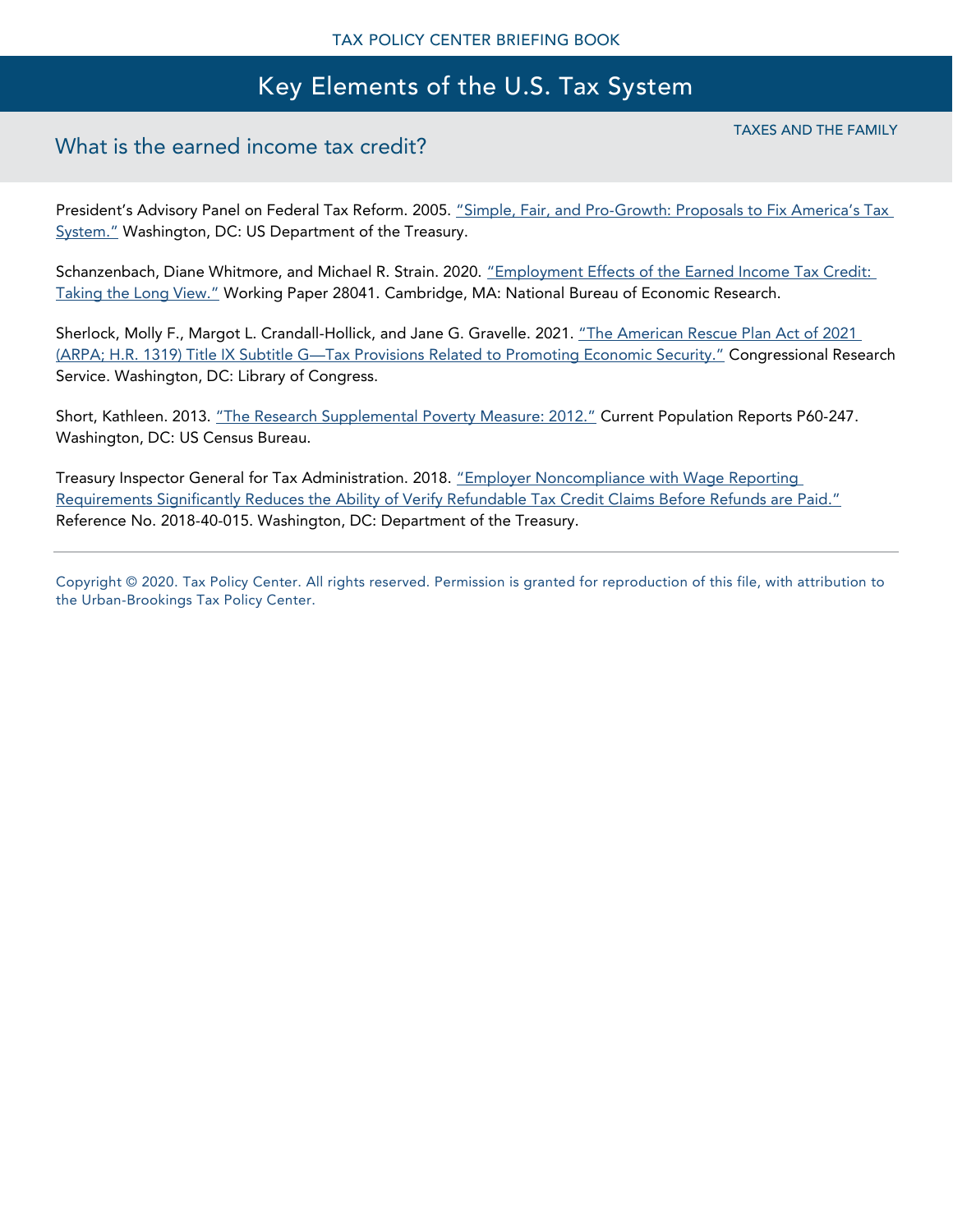President's Advisory Panel on Federal Tax Reform. 2005. "Simple, Fair, and Pro-Growth: Proposals to Fix America's Tax System." Washington, DC: US Department of the Treasury.

Schanzenbach, Diane Whitmore, and Michael R. Strain. 2020. "Employment Effects of the Earned Income Tax Credit: Taking the Long View." Working Paper 28041. Cambridge, MA: National Bureau of Economic Research.

Sherlock, Molly F., Margot L. Crandall-Hollick, and Jane G. Gravelle. 2021. "The American Rescue Plan Act of 2021 (ARPA; H.R. 1319) Title IX Subtitle G—Tax Provisions Related to Promoting Economic Security." Congressional Research Service. Washington, DC: Library of Congress.

Short, Kathleen. 2013. "The Research Supplemental Poverty Measure: 2012." Current Population Reports P60-247. Washington, DC: US Census Bureau.

Treasury Inspector General for Tax Administration. 2018. "Employer Noncompliance with Wage Reporting Requirements Significantly Reduces the Ability of Verify Refundable Tax Credit Claims Before Refunds are Paid." Reference No. 2018-40-015. Washington, DC: Department of the Treasury.

---

Copyright © 2020. Tax Policy Center. All rights reserved. Permission is granted for reproduction of this file, with attribution to the Urban-Brookings Tax Policy Center.